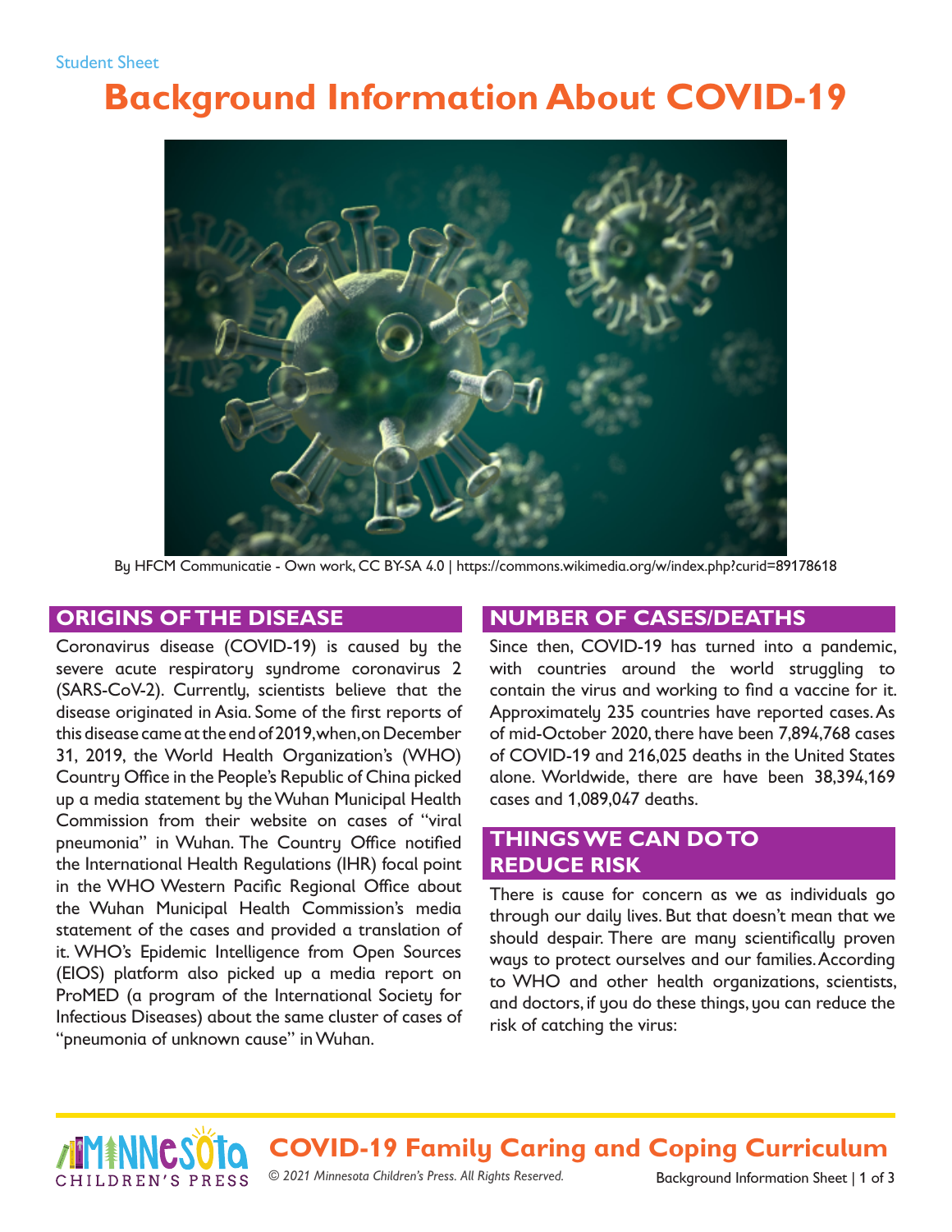Student Sheet

# Background Information About COVID-19

By HFCM Communicatie - Own work, CC BY-SA 4.0 | https://commons.wikimedia.org/w/index.php?curid=89178618

## ORIGINS OF THE DISEASE

Coronavirus disease (COVID-19) is caused by the severe acute respiratory syndrome coronavirus 2 (SARS-CoV-2). Currently, scientists believe that the disease originated in Asia. Some of the first reports of this disease came at the end of 2019, when, on December 31, 2019, the World Health Organization's (WHO) Country Office in the People's Republic of China picked up a media statement by the Wuhan Municipal Health Commission from their website on cases of "viral pneumonia" in Wuhan. The Country Office notified the International Health Regulations (IHR) focal point in the WHO Western Pacific Regional Office about the Wuhan Municipal Health Commission's media statement of the cases and provided a translation of it. WHO's Epidemic Intelligence from Open Sources (EIOS) platform also picked up a media report on ProMED (a program of the International Society for Infectious Diseases) about the same cluster of cases of "pneumonia of unknown cause" in Wuhan.

## NUMBER OF CASES/DEATHS

Since then, COVID-19 has turned into a pandemic, with countries around the world struggling to contain the virus and working to find a vaccine for it. Approximately 235 countries have reported cases. As of mid-October 2020, there have been 7,894,768 cases of COVID-19 and 216,025 deaths in the United States alone. Worldwide, there are have been 38,394,169 cases and 1,089,047 deaths.

## THINGS WE CAN DO TO REDUCE RISK

There is cause for concern as we as individuals go through our daily lives. But that doesn't mean that we should despair. There are many scientifically proven ways to protect ourselves and our families. According to WHO and other health organizations, scientists, and doctors, if you do these things, you can reduce the risk of catching the virus:

COVID-19 Family Caring and Coping Curriculum

*© 2021 Minnesota Children's Press. All Rights Reserved.*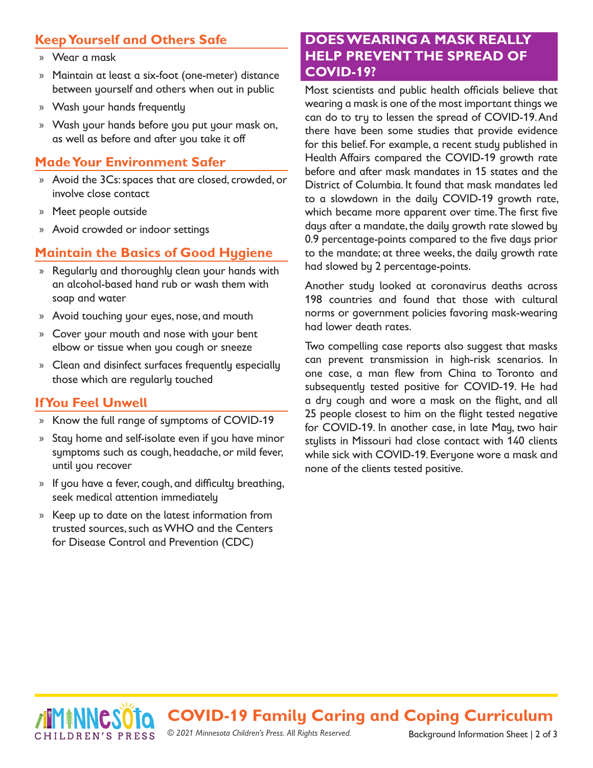## Keep Yourself and Others Safe

- Wear a mask
- Maintain at least a six-foot (one-meter) distance between yourself and others when out in public
- Wash your hands frequently
- Wash your hands before you put your mask on, as well as before and after you take it off

## Made Your Environment Safer

- Avoid the 3Cs: spaces that are closed, crowded, or involve close contact
- Meet people outside
- Avoid crowded or indoor settings

## Maintain the Basics of Good Hygiene

- Regularly and thoroughly clean your hands with an alcohol-based hand rub or wash them with soap and water
- Avoid touching your eyes, nose, and mouth
- Cover your mouth and nose with your bent elbow or tissue when you cough or sneeze
- Clean and disinfect surfaces frequently especially those which are regularly touched

## If You Feel Unwell

- Know the full range of symptoms of COVID-19
- Stay home and self-isolate even if you have minor symptoms such as cough, headache, or mild fever, until you recover
- If you have a fever, cough, and difficulty breathing, seek medical attention immediately
- Keep up to date on the latest information from trusted sources, such as WHO and the Centers for Disease Control and Prevention (CDC)

## DOES WEARING A MASK REALLY HELP PREVENT THE SPREAD OF COVID-19?

Most scientists and public health officials believe that wearing a mask is one of the most important things we can do to try to lessen the spread of COVID-19. And there have been some studies that provide evidence for this belief. For example, a recent study published in Health Affairs compared the COVID-19 growth rate before and after mask mandates in 15 states and the District of Columbia. It found that mask mandates led to a slowdown in the daily COVID-19 growth rate, which became more apparent over time. The first five days after a mandate, the daily growth rate slowed by 0.9 percentage-points compared to the five days prior to the mandate; at three weeks, the daily growth rate had slowed by 2 percentage-points.

Another study looked at coronavirus deaths across 198 countries and found that those with cultural norms or government policies favoring mask-wearing had lower death rates.

Two compelling case reports also suggest that masks can prevent transmission in high-risk scenarios. In one case, a man flew from China to Toronto and subsequently tested positive for COVID-19. He had a dry cough and wore a mask on the flight, and all 25 people closest to him on the flight tested negative for COVID-19. In another case, in late May, two hair stylists in Missouri had close contact with 140 clients while sick with COVID-19. Everyone wore a mask and none of the clients tested positive.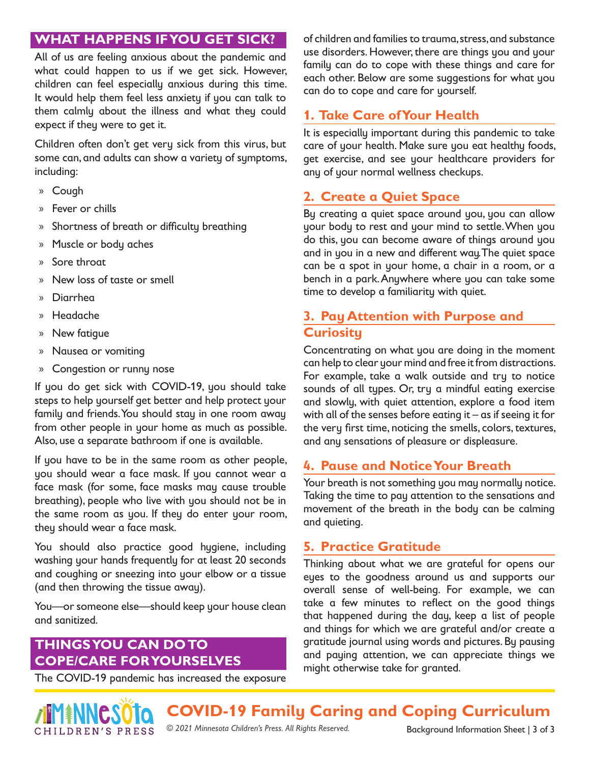## WHAT HAPPENS IF YOU GET SICK?

All of us are feeling anxious about the pandemic and what could happen to us if we get sick. However, children can feel especially anxious during this time. It would help them feel less anxiety if you can talk to them calmly about the illness and what they could expect if they were to get it.

Children often don't get very sick from this virus, but some can, and adults can show a variety of symptoms, including:

- Cough
- Fever or chills
- Shortness of breath or difficulty breathing
- Muscle or body aches
- Sore throat
- New loss of taste or smell
- Diarrhea
- Headache
- New fatigue
- Nausea or vomiting
- Congestion or runny nose

If you do get sick with COVID-19, you should take steps to help yourself get better and help protect your family and friends. You should stay in one room away from other people in your home as much as possible. Also, use a separate bathroom if one is available.

If you have to be in the same room as other people, you should wear a face mask. If you cannot wear a face mask (for some, face masks may cause trouble breathing), people who live with you should not be in the same room as you. If they do enter your room, they should wear a face mask.

You should also practice good hygiene, including washing your hands frequently for at least 20 seconds and coughing or sneezing into your elbow or a tissue (and then throwing the tissue away).

You—or someone else—should keep your house clean and sanitized.

## THINGS YOU CAN DO TO COPE/CARE FOR YOURSELVES

The COVID-19 pandemic has increased the exposure of children and families to trauma, stress, and substance use disorders. However, there are things you and your family can do to cope with these things and care for each other. Below are some suggestions for what you can do to cope and care for yourself.

### 1. Take Care of Your Health

It is especially important during this pandemic to take care of your health. Make sure you eat healthy foods, get exercise, and see your healthcare providers for any of your normal wellness checkups.

### 2. Create a Quiet Space

By creating a quiet space around you, you can allow your body to rest and your mind to settle. When you do this, you can become aware of things around you and in you in a new and different way. The quiet space can be a spot in your home, a chair in a room, or a bench in a park. Anywhere where you can take some time to develop a familiarity with quiet.

### 3. Pay Attention with Purpose and Curiosity

Concentrating on what you are doing in the moment can help to clear your mind and free it from distractions. For example, take a walk outside and try to notice sounds of all types. Or, try a mindful eating exercise and slowly, with quiet attention, explore a food item with all of the senses before eating it – as if seeing it for the very first time, noticing the smells, colors, textures, and any sensations of pleasure or displeasure.

### 4. Pause and Notice Your Breath

Your breath is not something you may normally notice. Taking the time to pay attention to the sensations and movement of the breath in the body can be calming and quieting.

### 5. Practice Gratitude

Thinking about what we are grateful for opens our eyes to the goodness around us and supports our overall sense of well-being. For example, we can take a few minutes to reflect on the good things that happened during the day, keep a list of people and things for which we are grateful and/or create a gratitude journal using words and pictures. By pausing and paying attention, we can appreciate things we might otherwise take for granted.